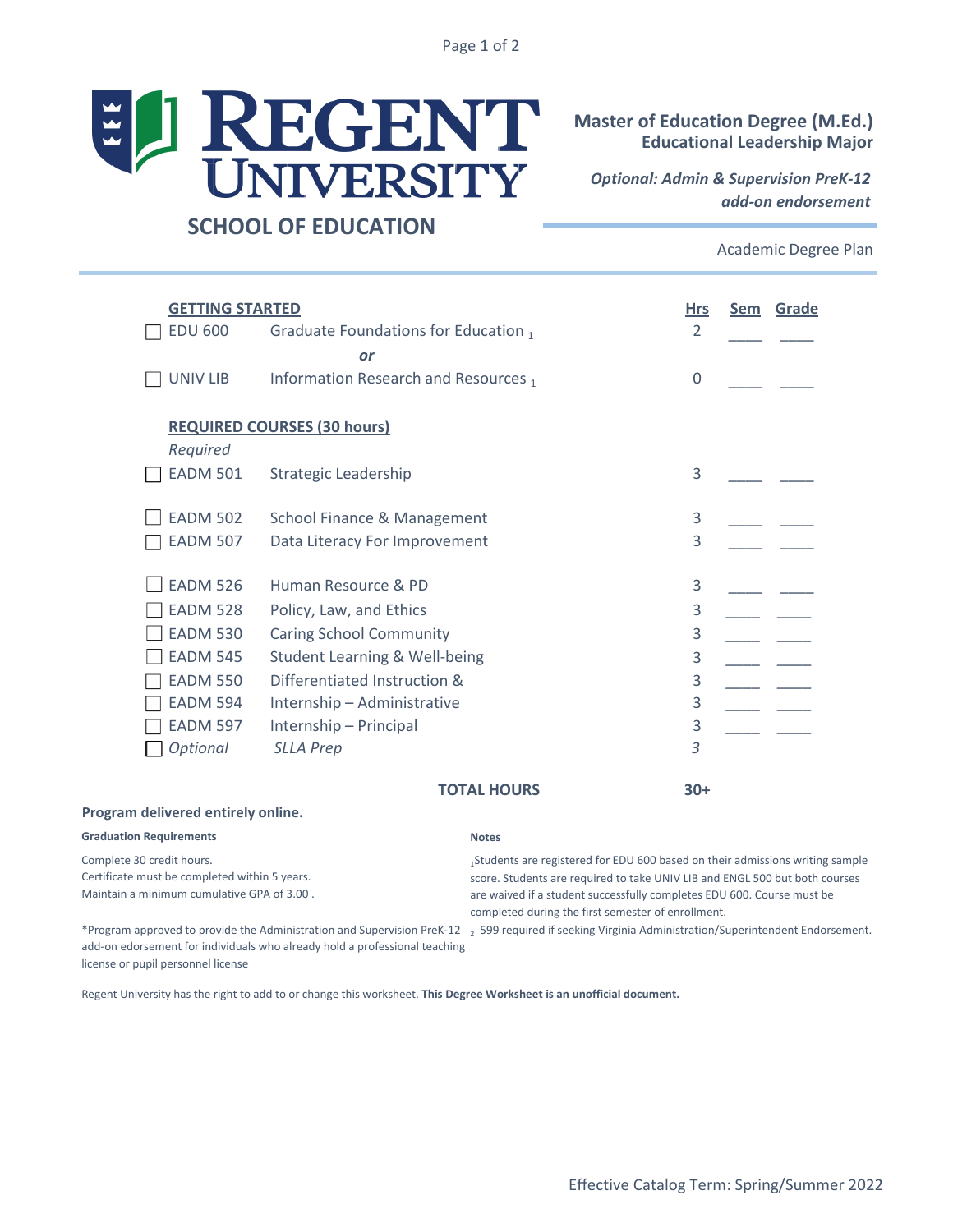# REGENT UNIVERSITY

## SCHOOL OF EDUCATION

**Master of Education Degree (M.Ed.)**
**Educational Leadership Major**

***Optional: Admin & Supervision PreK-12 add-on endorsement***

Academic Degree Plan

| | | | Hrs | Sem | Grade |
|---|---|---|---|---|---|
| **GETTING STARTED** | | | | | |
| ☐ | EDU 600 | Graduate Foundations for Education [1] | 2 | ____ | ____ |
| | | ***or*** | | | |
| ☐ | UNIV LIB | Information Research and Resources [1] | 0 | ____ | ____ |
| **REQUIRED COURSES (30 hours)** | | | | | |
| | *Required* | | | | |
| ☐ | EADM 501 | Strategic Leadership | 3 | ____ | ____ |
| ☐ | EADM 502 | School Finance & Management | 3 | ____ | ____ |
| ☐ | EADM 507 | Data Literacy For Improvement | 3 | ____ | ____ |
| ☐ | EADM 526 | Human Resource & PD | 3 | ____ | ____ |
| ☐ | EADM 528 | Policy, Law, and Ethics | 3 | ____ | ____ |
| ☐ | EADM 530 | Caring School Community | 3 | ____ | ____ |
| ☐ | EADM 545 | Student Learning & Well-being | 3 | ____ | ____ |
| ☐ | EADM 550 | Differentiated Instruction & | 3 | ____ | ____ |
| ☐ | EADM 594 | Internship – Administrative | 3 | ____ | ____ |
| ☐ | EADM 597 | Internship – Principal | 3 | ____ | ____ |
| ☐ | *Optional* | *SLLA Prep* | *3* | | |
| | | **TOTAL HOURS** | **30+** | | |

**Program delivered entirely online.**

**Graduation Requirements**

Complete 30 credit hours.
Certificate must be completed within 5 years.
Maintain a minimum cumulative GPA of 3.00 .

*Program approved to provide the Administration and Supervision PreK-12 add-on edorsement for individuals who already hold a professional teaching license or pupil personnel license

**Notes**

[1] Students are registered for EDU 600 based on their admissions writing sample score. Students are required to take UNIV LIB and ENGL 500 but both courses are waived if a student successfully completes EDU 600. Course must be completed during the first semester of enrollment.

[2] 599 required if seeking Virginia Administration/Superintendent Endorsement.

Regent University has the right to add to or change this worksheet. **This Degree Worksheet is an unofficial document.**

Effective Catalog Term: Spring/Summer 2022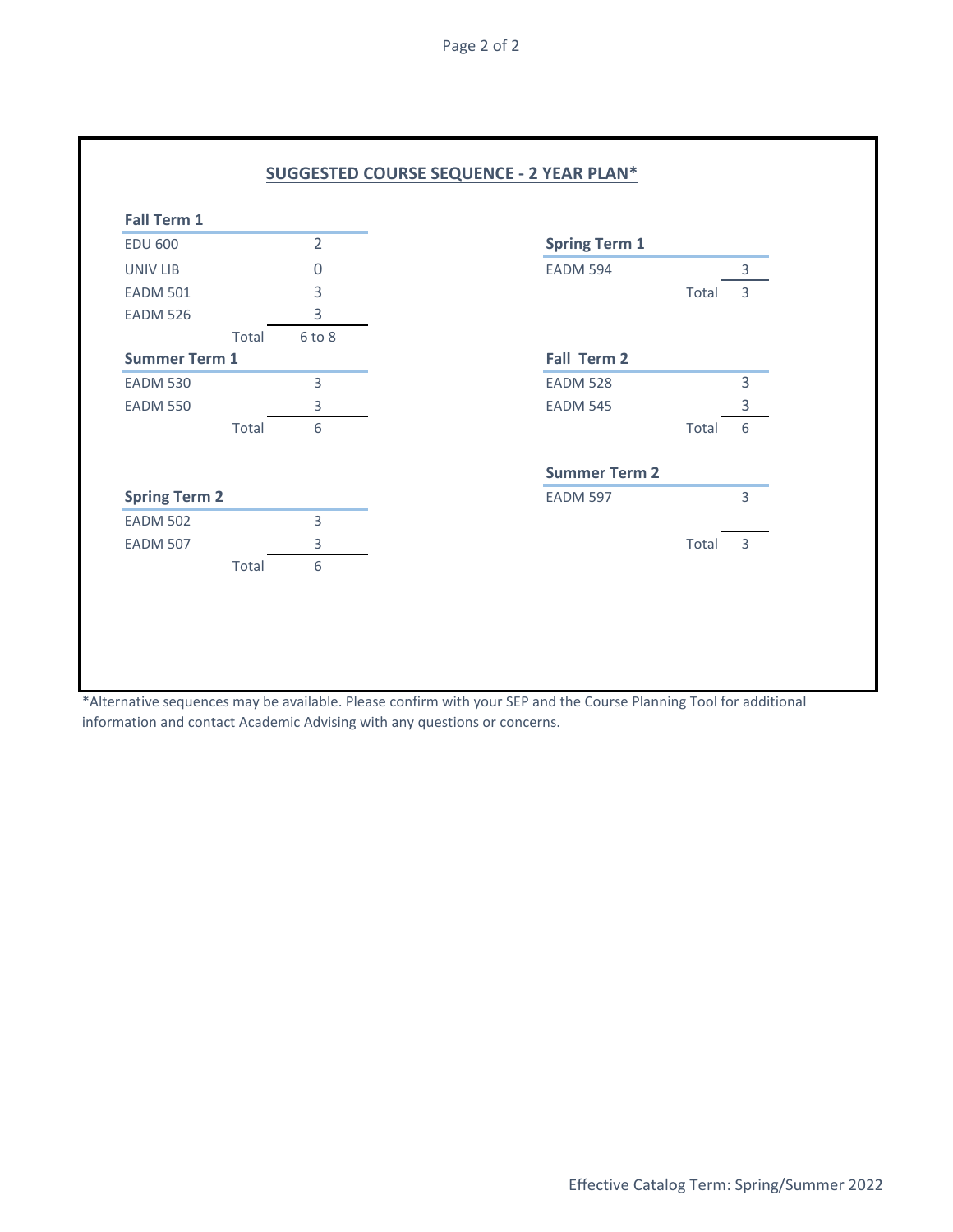## SUGGESTED COURSE SEQUENCE - 2 YEAR PLAN*

### Fall Term 1

| | |
|---|---|
| EDU 600 | 2 |
| UNIV LIB | 0 |
| EADM 501 | 3 |
| EADM 526 | 3 |
| Total | 6 to 8 |

### Summer Term 1

| | |
|---|---|
| EADM 530 | 3 |
| EADM 550 | 3 |
| Total | 6 |

### Spring Term 2

| | |
|---|---|
| EADM 502 | 3 |
| EADM 507 | 3 |
| Total | 6 |

### Spring Term 1

| | |
|---|---|
| EADM 594 | 3 |
| Total | 3 |

### Fall Term 2

| | |
|---|---|
| EADM 528 | 3 |
| EADM 545 | 3 |
| Total | 6 |

### Summer Term 2

| | |
|---|---|
| EADM 597 | 3 |
| Total | 3 |

*Alternative sequences may be available. Please confirm with your SEP and the Course Planning Tool for additional information and contact Academic Advising with any questions or concerns.

Effective Catalog Term: Spring/Summer 2022